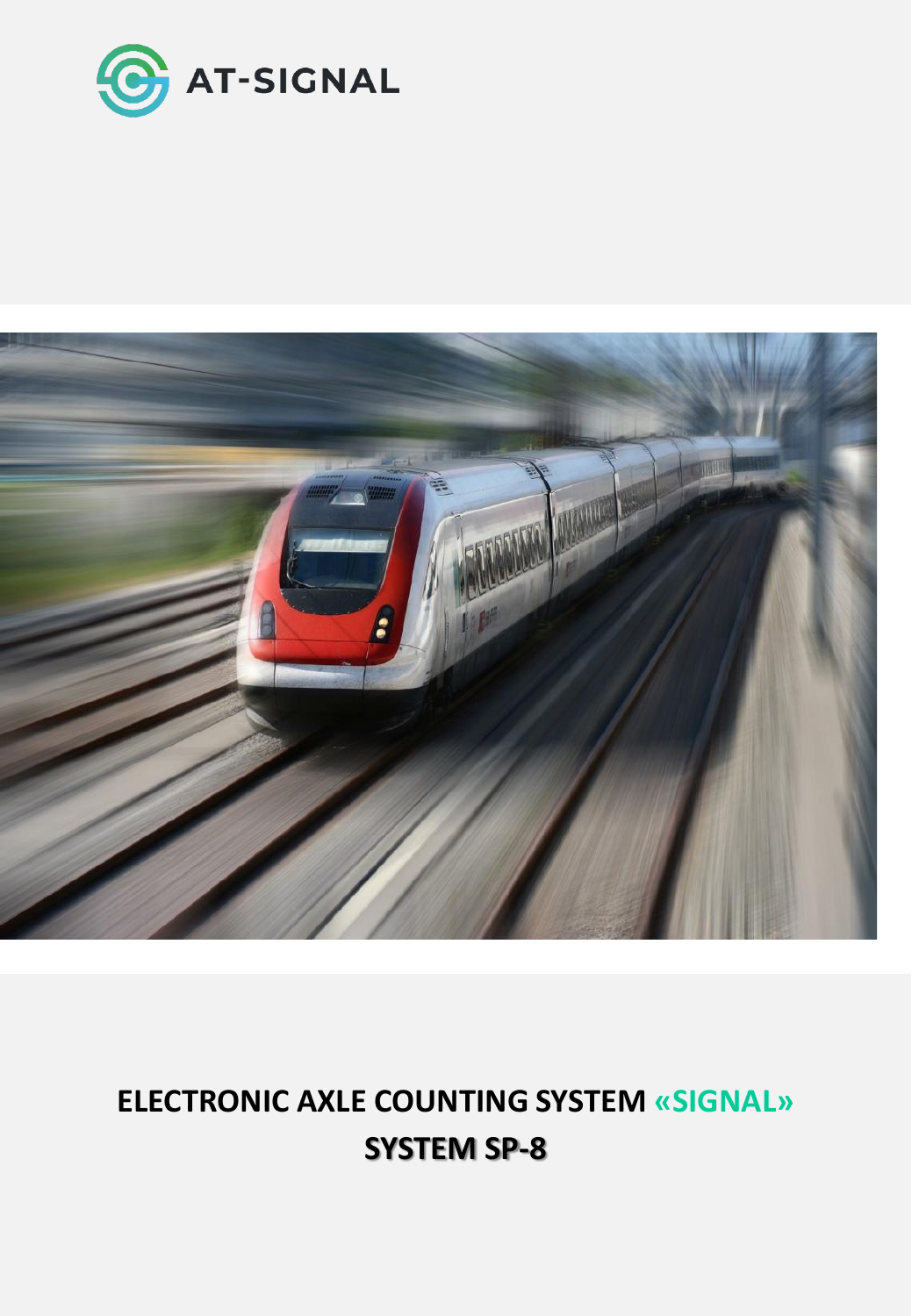AT-SIGNAL

# ELECTRONIC AXLE COUNTING SYSTEM «SIGNAL»

# SYSTEM SP-8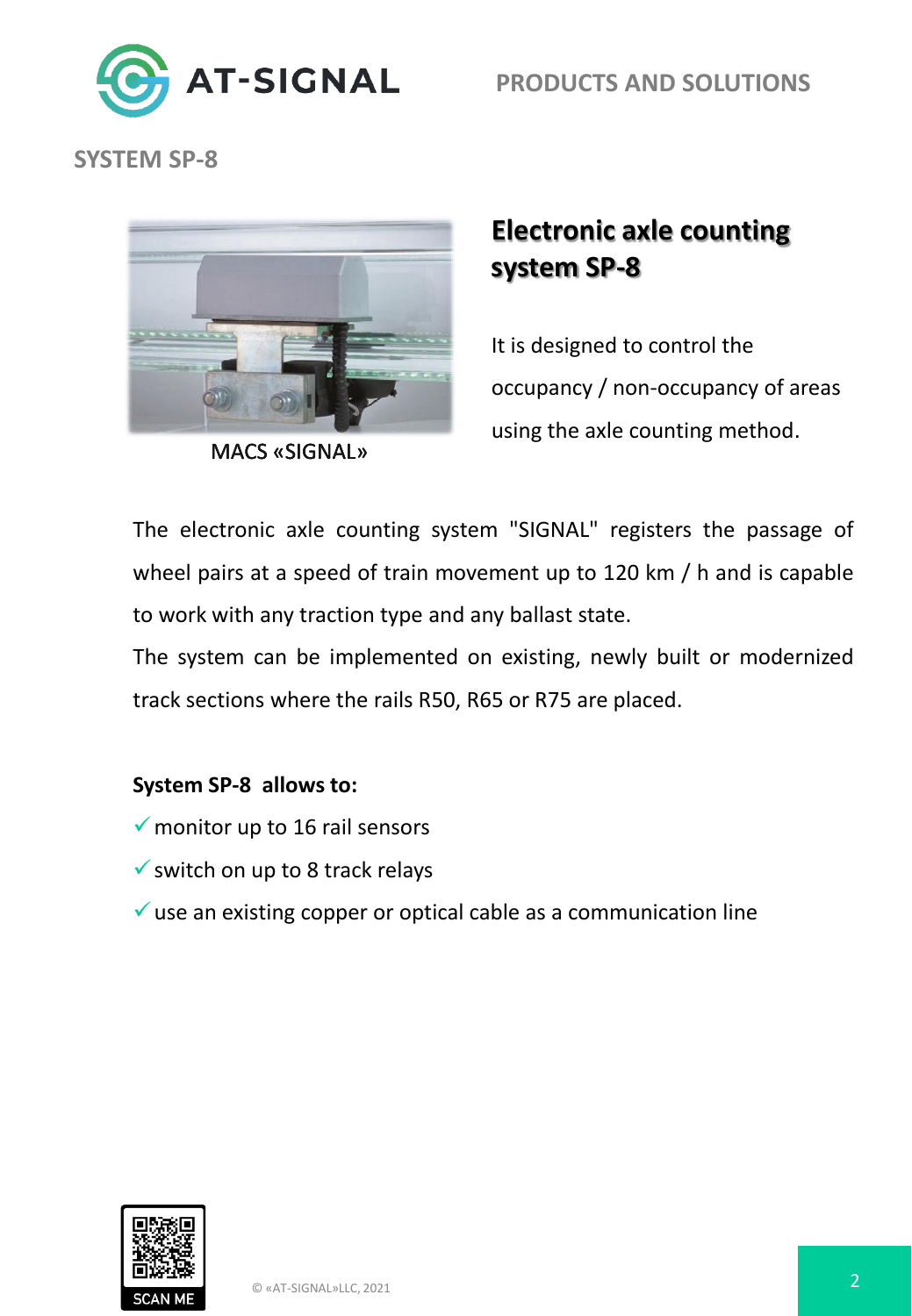## SYSTEM SP-8

MACS «SIGNAL»

# Electronic axle counting system SP-8

It is designed to control the occupancy / non-occupancy of areas using the axle counting method.

The electronic axle counting system "SIGNAL" registers the passage of wheel pairs at a speed of train movement up to 120 km / h and is capable to work with any traction type and any ballast state.

The system can be implemented on existing, newly built or modernized track sections where the rails R50, R65 or R75 are placed.

**System SP-8 allows to:**

- ✓ monitor up to 16 rail sensors
- ✓ switch on up to 8 track relays
- ✓ use an existing copper or optical cable as a communication line

SCAN ME

© «AT-SIGNAL»LLC, 2021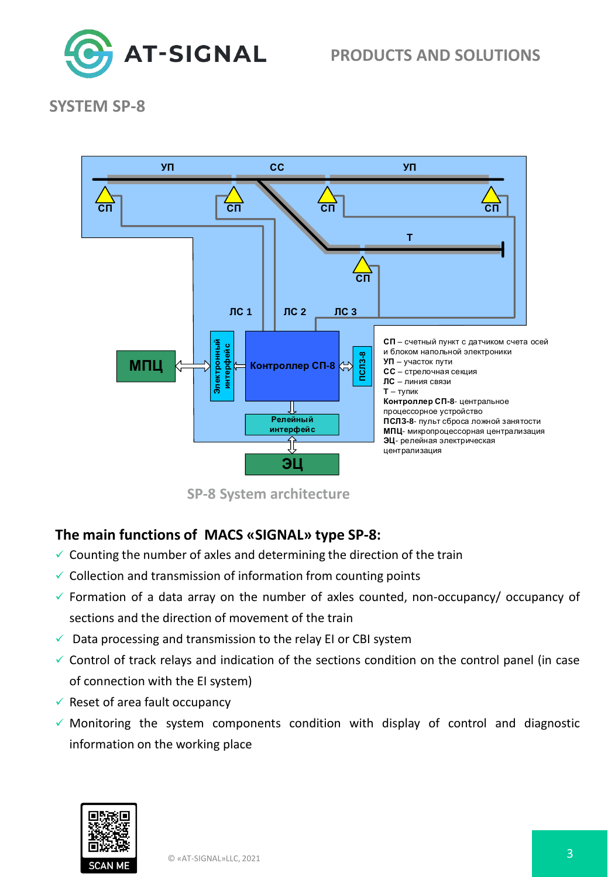# SYSTEM SP-8

УП

СС

УП

СП

СП

СП

СП

Т

СП

ЛС 1

ЛС 2

ЛС 3

МПЦ

Электронный интерфейс

Контроллер СП-8

ПСЛЗ-8

Релейный интерфейс

ЭЦ

**СП** – счетный пункт с датчиком счета осей и блоком напольной электроники
**УП** – участок пути
**СС** – стрелочная секция
**ЛС** – линия связи
**Т** – тупик
**Контроллер СП-8**- центральное процессорное устройство
**ПСЛЗ-8**- пульт сброса ложной занятости
**МПЦ**- микропроцессорная централизация
**ЭЦ**- релейная электрическая централизация

SP-8 System architecture

## The main functions of MACS «SIGNAL» type SP-8:

- Counting the number of axles and determining the direction of the train
- Collection and transmission of information from counting points
- Formation of a data array on the number of axles counted, non-occupancy/ occupancy of sections and the direction of movement of the train
- Data processing and transmission to the relay EI or CBI system
- Control of track relays and indication of the sections condition on the control panel (in case of connection with the EI system)
- Reset of area fault occupancy
- Monitoring the system components condition with display of control and diagnostic information on the working place

SCAN ME

© «AT-SIGNAL»LLC, 2021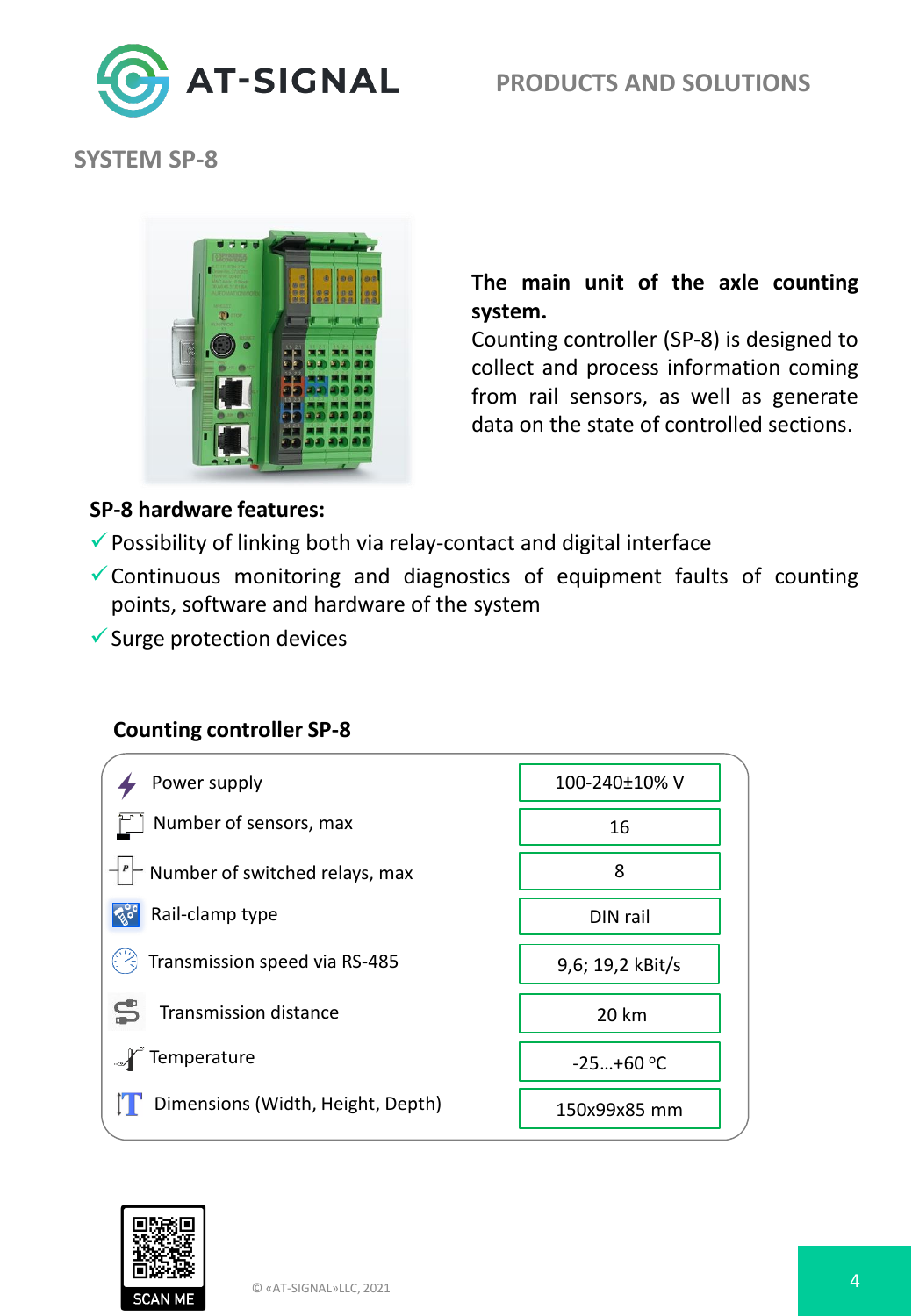## SYSTEM SP-8

**The main unit of the axle counting system.**
Counting controller (SP-8) is designed to collect and process information coming from rail sensors, as well as generate data on the state of controlled sections.

**SP-8 hardware features:**

- ✓ Possibility of linking both via relay-contact and digital interface
- ✓ Continuous monitoring and diagnostics of equipment faults of counting points, software and hardware of the system
- ✓ Surge protection devices

### Counting controller SP-8

| Parameter | Value |
|---|---|
| Power supply | 100-240±10% V |
| Number of sensors, max | 16 |
| Number of switched relays, max | 8 |
| Rail-clamp type | DIN rail |
| Transmission speed via RS-485 | 9,6; 19,2 kBit/s |
| Transmission distance | 20 km |
| Temperature | -25…+60 °C |
| Dimensions (Width, Height, Depth) | 150x99x85 mm |

SCAN ME

© «AT-SIGNAL»LLC, 2021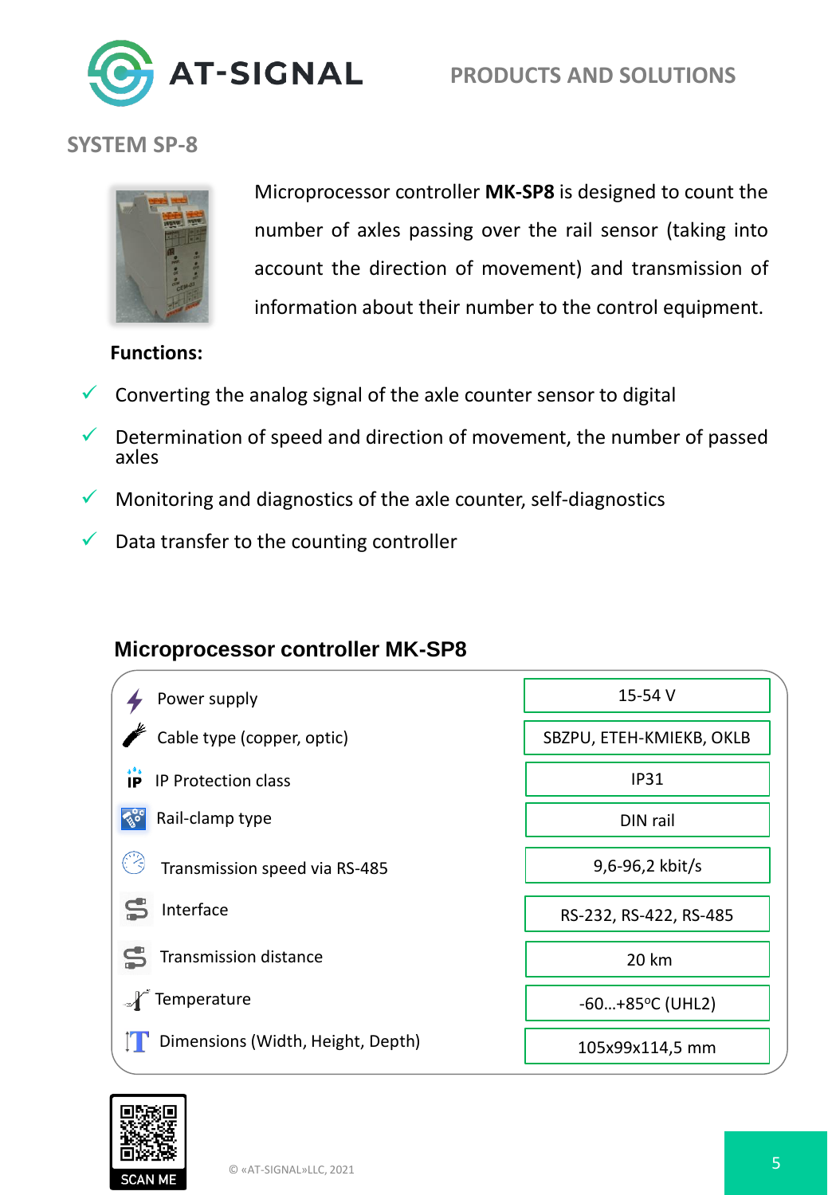## SYSTEM SP-8

Microprocessor controller **MK-SP8** is designed to count the number of axles passing over the rail sensor (taking into account the direction of movement) and transmission of information about their number to the control equipment.

**Functions:**

- Converting the analog signal of the axle counter sensor to digital
- Determination of speed and direction of movement, the number of passed axles
- Monitoring and diagnostics of the axle counter, self-diagnostics
- Data transfer to the counting controller

### Microprocessor controller MK-SP8

| | |
|---|---|
| Power supply | 15-54 V |
| Cable type (copper, optic) | SBZPU, ETEH-KMIEKB, OKLB |
| IP Protection class | IP31 |
| Rail-clamp type | DIN rail |
| Transmission speed via RS-485 | 9,6-96,2 kbit/s |
| Interface | RS-232, RS-422, RS-485 |
| Transmission distance | 20 km |
| Temperature | -60…+85ºC (UHL2) |
| Dimensions (Width, Height, Depth) | 105x99x114,5 mm |

SCAN ME

© «AT-SIGNAL»LLC, 2021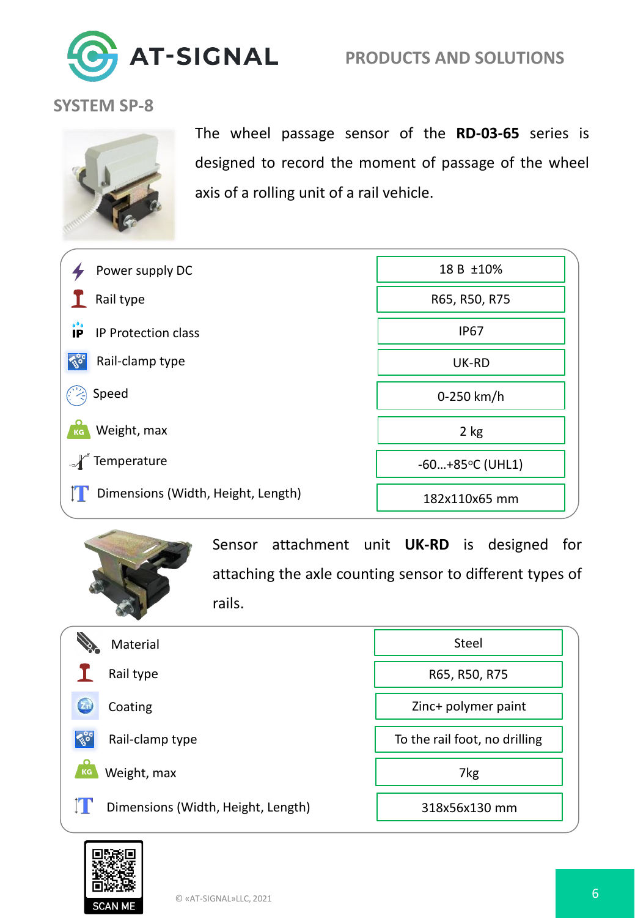## SYSTEM SP-8

The wheel passage sensor of the **RD-03-65** series is designed to record the moment of passage of the wheel axis of a rolling unit of a rail vehicle.

| | |
|---|---|
| Power supply DC | 18 B ±10% |
| Rail type | R65, R50, R75 |
| IP Protection class | IP67 |
| Rail-clamp type | UK-RD |
| Speed | 0-250 km/h |
| Weight, max | 2 kg |
| Temperature | -60…+85°C (UHL1) |
| Dimensions (Width, Height, Length) | 182x110x65 mm |

Sensor attachment unit **UK-RD** is designed for attaching the axle counting sensor to different types of rails.

| | |
|---|---|
| Material | Steel |
| Rail type | R65, R50, R75 |
| Coating | Zinc+ polymer paint |
| Rail-clamp type | To the rail foot, no drilling |
| Weight, max | 7kg |
| Dimensions (Width, Height, Length) | 318x56x130 mm |

SCAN ME

© «AT-SIGNAL»LLC, 2021